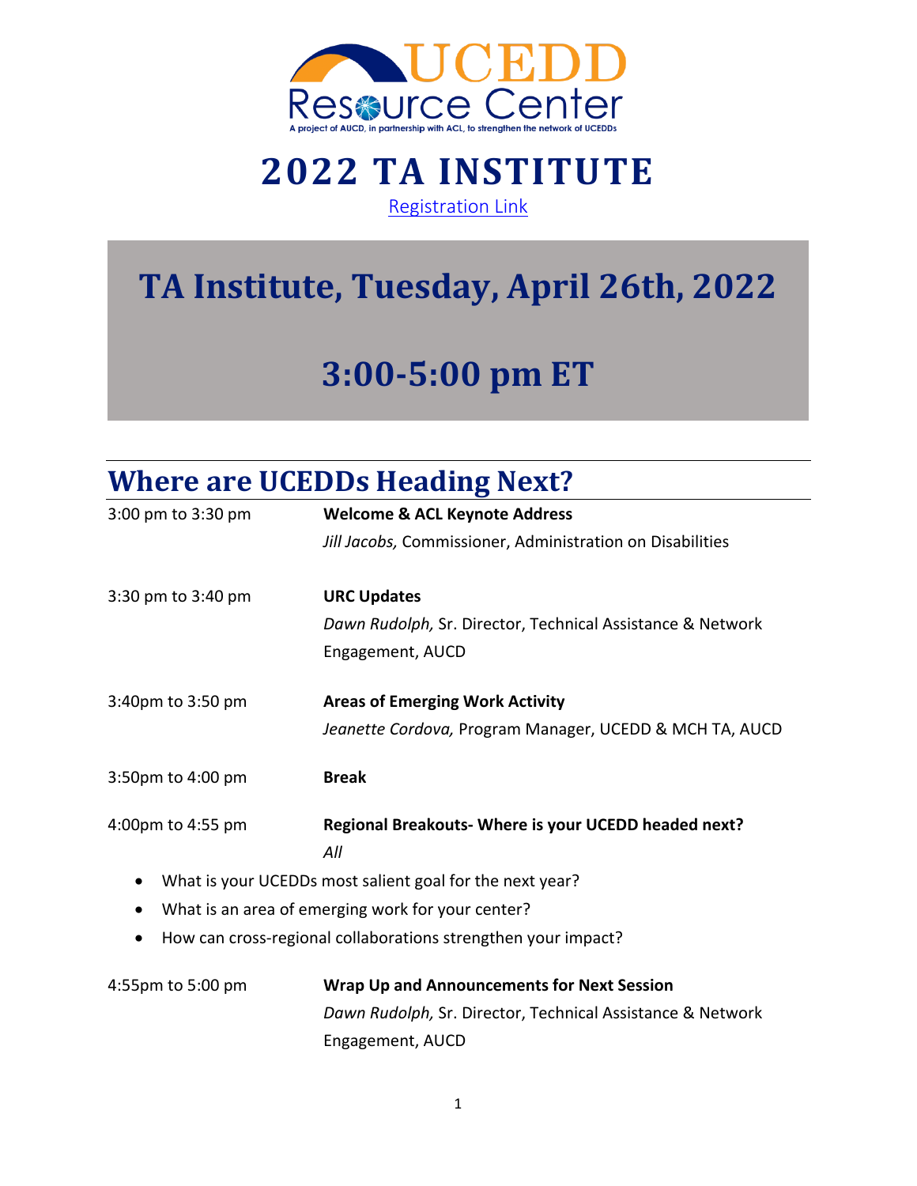UCEDD Resource Center

A project of AUCD, in partnership with ACL, to strengthen the network of UCEDDs

# 2022 TA INSTITUTE

Registration Link

# TA Institute, Tuesday, April 26th, 2022

# 3:00-5:00 pm ET

## Where are UCEDDs Heading Next?

3:00 pm to 3:30 pm — **Welcome & ACL Keynote Address**
*Jill Jacobs,* Commissioner, Administration on Disabilities

3:30 pm to 3:40 pm — **URC Updates**
*Dawn Rudolph,* Sr. Director, Technical Assistance & Network Engagement, AUCD

3:40pm to 3:50 pm — **Areas of Emerging Work Activity**
*Jeanette Cordova,* Program Manager, UCEDD & MCH TA, AUCD

3:50pm to 4:00 pm — **Break**

4:00pm to 4:55 pm — **Regional Breakouts- Where is your UCEDD headed next?**
*All*

- What is your UCEDDs most salient goal for the next year?
- What is an area of emerging work for your center?
- How can cross-regional collaborations strengthen your impact?

4:55pm to 5:00 pm — **Wrap Up and Announcements for Next Session**
*Dawn Rudolph,* Sr. Director, Technical Assistance & Network Engagement, AUCD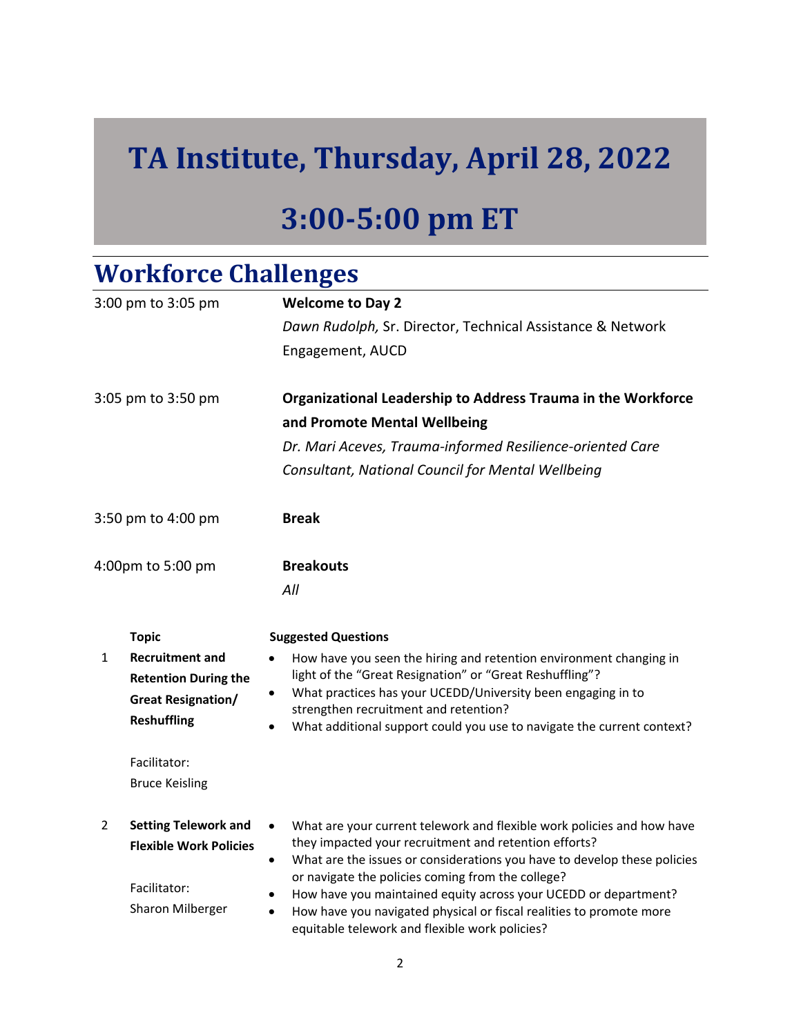# TA Institute, Thursday, April 28, 2022

# 3:00-5:00 pm ET

## Workforce Challenges

3:00 pm to 3:05 pm — **Welcome to Day 2**
*Dawn Rudolph,* Sr. Director, Technical Assistance & Network Engagement, AUCD

3:05 pm to 3:50 pm — **Organizational Leadership to Address Trauma in the Workforce and Promote Mental Wellbeing**
*Dr. Mari Aceves, Trauma-informed Resilience-oriented Care Consultant, National Council for Mental Wellbeing*

3:50 pm to 4:00 pm — **Break**

4:00pm to 5:00 pm — **Breakouts**
*All*

| | Topic | Suggested Questions |
|---|---|---|
| 1 | **Recruitment and Retention During the Great Resignation/ Reshuffling**<br><br>Facilitator:<br>Bruce Keisling | • How have you seen the hiring and retention environment changing in light of the "Great Resignation" or "Great Reshuffling"?<br>• What practices has your UCEDD/University been engaging in to strengthen recruitment and retention?<br>• What additional support could you use to navigate the current context? |
| 2 | **Setting Telework and Flexible Work Policies**<br><br>Facilitator:<br>Sharon Milberger | • What are your current telework and flexible work policies and how have they impacted your recruitment and retention efforts?<br>• What are the issues or considerations you have to develop these policies or navigate the policies coming from the college?<br>• How have you maintained equity across your UCEDD or department?<br>• How have you navigated physical or fiscal realities to promote more equitable telework and flexible work policies? |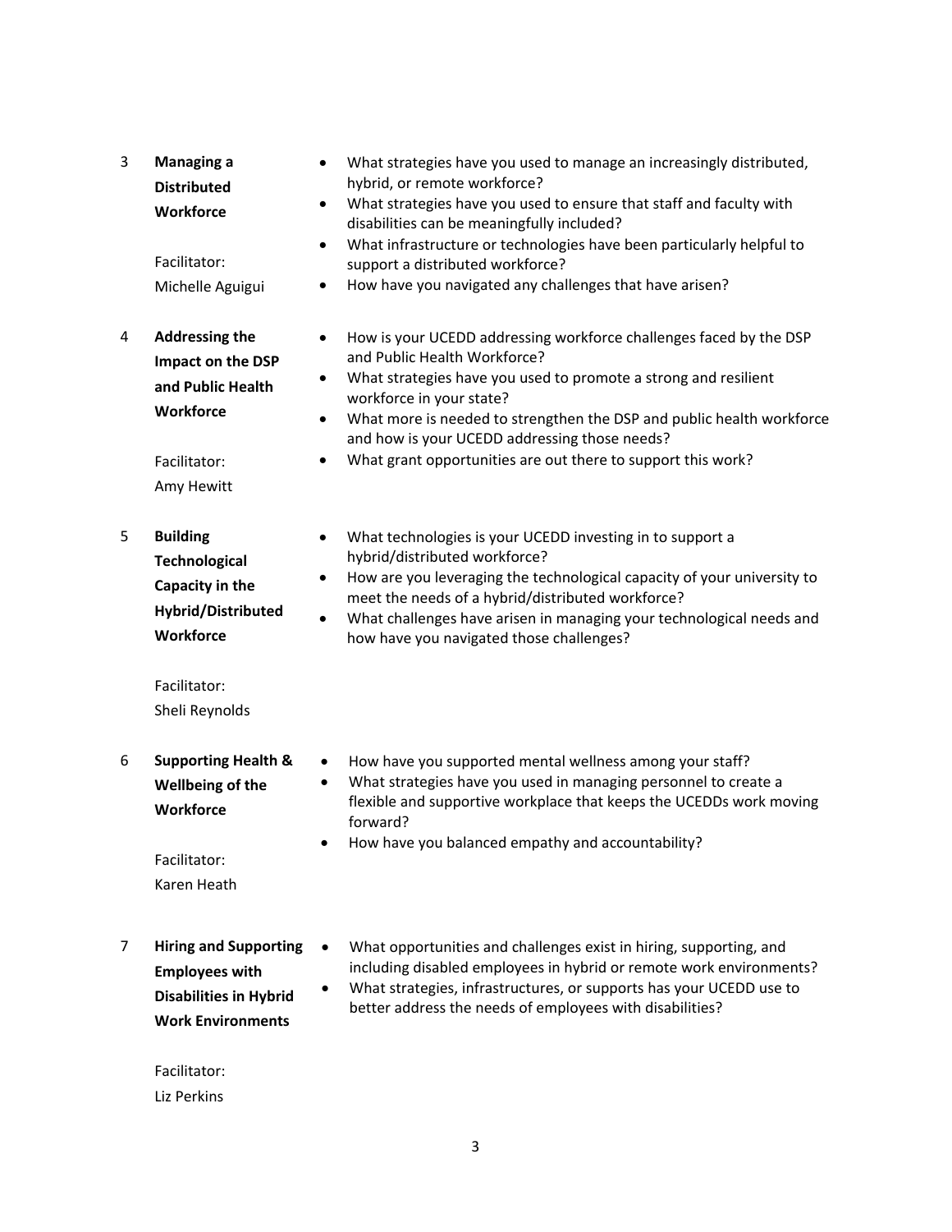| # | Topic | Questions |
| --- | --- | --- |
| 3 | **Managing a Distributed Workforce**<br><br>Facilitator: Michelle Aguigui | • What strategies have you used to manage an increasingly distributed, hybrid, or remote workforce?<br>• What strategies have you used to ensure that staff and faculty with disabilities can be meaningfully included?<br>• What infrastructure or technologies have been particularly helpful to support a distributed workforce?<br>• How have you navigated any challenges that have arisen? |
| 4 | **Addressing the Impact on the DSP and Public Health Workforce**<br><br>Facilitator: Amy Hewitt | • How is your UCEDD addressing workforce challenges faced by the DSP and Public Health Workforce?<br>• What strategies have you used to promote a strong and resilient workforce in your state?<br>• What more is needed to strengthen the DSP and public health workforce and how is your UCEDD addressing those needs?<br>• What grant opportunities are out there to support this work? |
| 5 | **Building Technological Capacity in the Hybrid/Distributed Workforce**<br><br>Facilitator: Sheli Reynolds | • What technologies is your UCEDD investing in to support a hybrid/distributed workforce?<br>• How are you leveraging the technological capacity of your university to meet the needs of a hybrid/distributed workforce?<br>• What challenges have arisen in managing your technological needs and how have you navigated those challenges? |
| 6 | **Supporting Health & Wellbeing of the Workforce**<br><br>Facilitator: Karen Heath | • How have you supported mental wellness among your staff?<br>• What strategies have you used in managing personnel to create a flexible and supportive workplace that keeps the UCEDDs work moving forward?<br>• How have you balanced empathy and accountability? |
| 7 | **Hiring and Supporting Employees with Disabilities in Hybrid Work Environments**<br><br>Facilitator: Liz Perkins | • What opportunities and challenges exist in hiring, supporting, and including disabled employees in hybrid or remote work environments?<br>• What strategies, infrastructures, or supports has your UCEDD use to better address the needs of employees with disabilities? |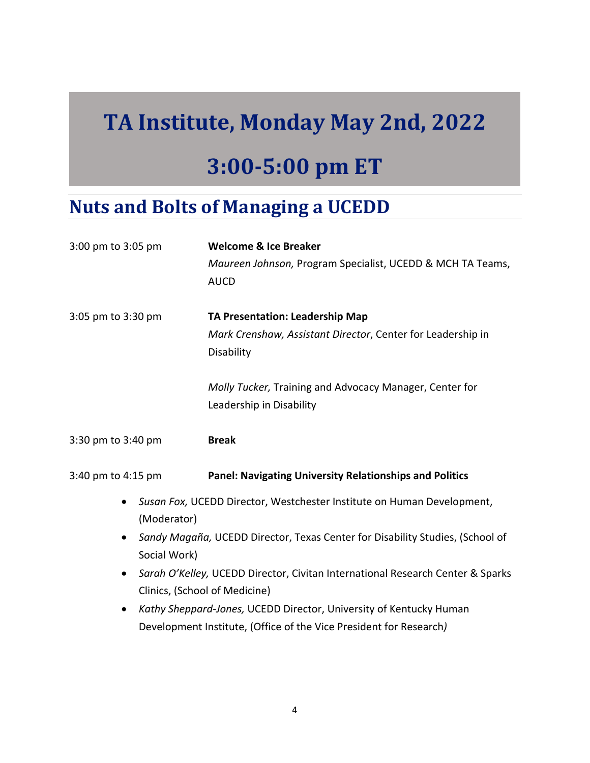# TA Institute, Monday May 2nd, 2022

# 3:00-5:00 pm ET

## Nuts and Bolts of Managing a UCEDD

3:00 pm to 3:05 pm **Welcome & Ice Breaker**
*Maureen Johnson,* Program Specialist, UCEDD & MCH TA Teams, AUCD

3:05 pm to 3:30 pm **TA Presentation: Leadership Map**
*Mark Crenshaw, Assistant Director*, Center for Leadership in Disability

*Molly Tucker,* Training and Advocacy Manager, Center for Leadership in Disability

3:30 pm to 3:40 pm **Break**

3:40 pm to 4:15 pm **Panel: Navigating University Relationships and Politics**

- *Susan Fox,* UCEDD Director, Westchester Institute on Human Development, (Moderator)
- *Sandy Magaña,* UCEDD Director, Texas Center for Disability Studies, (School of Social Work)
- *Sarah O'Kelley,* UCEDD Director, Civitan International Research Center & Sparks Clinics, (School of Medicine)
- *Kathy Sheppard-Jones,* UCEDD Director, University of Kentucky Human Development Institute, (Office of the Vice President for Research)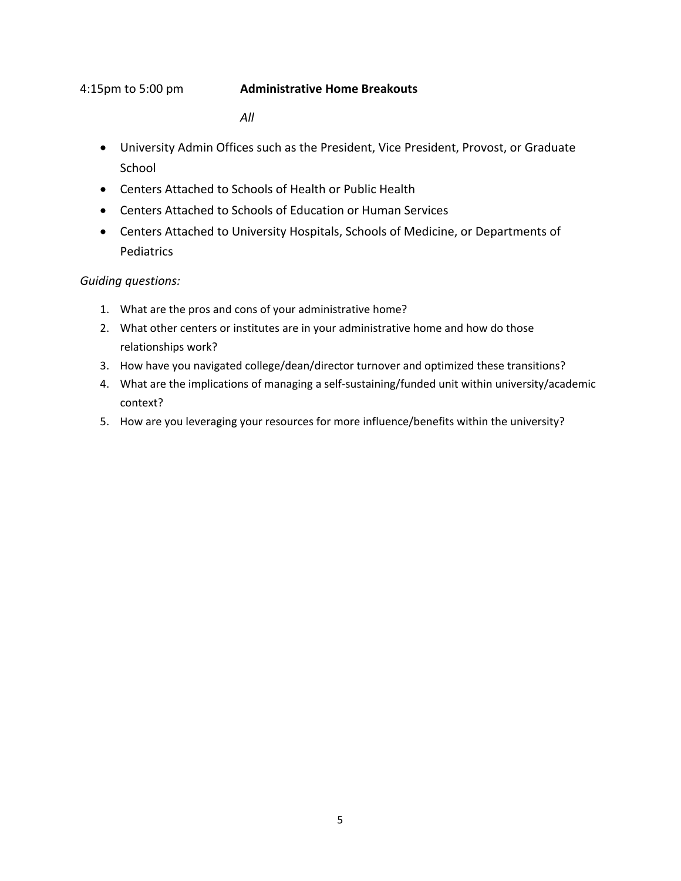4:15pm to 5:00 pm **Administrative Home Breakouts**

*All*

- University Admin Offices such as the President, Vice President, Provost, or Graduate School
- Centers Attached to Schools of Health or Public Health
- Centers Attached to Schools of Education or Human Services
- Centers Attached to University Hospitals, Schools of Medicine, or Departments of Pediatrics

*Guiding questions:*

1. What are the pros and cons of your administrative home?
2. What other centers or institutes are in your administrative home and how do those relationships work?
3. How have you navigated college/dean/director turnover and optimized these transitions?
4. What are the implications of managing a self-sustaining/funded unit within university/academic context?
5. How are you leveraging your resources for more influence/benefits within the university?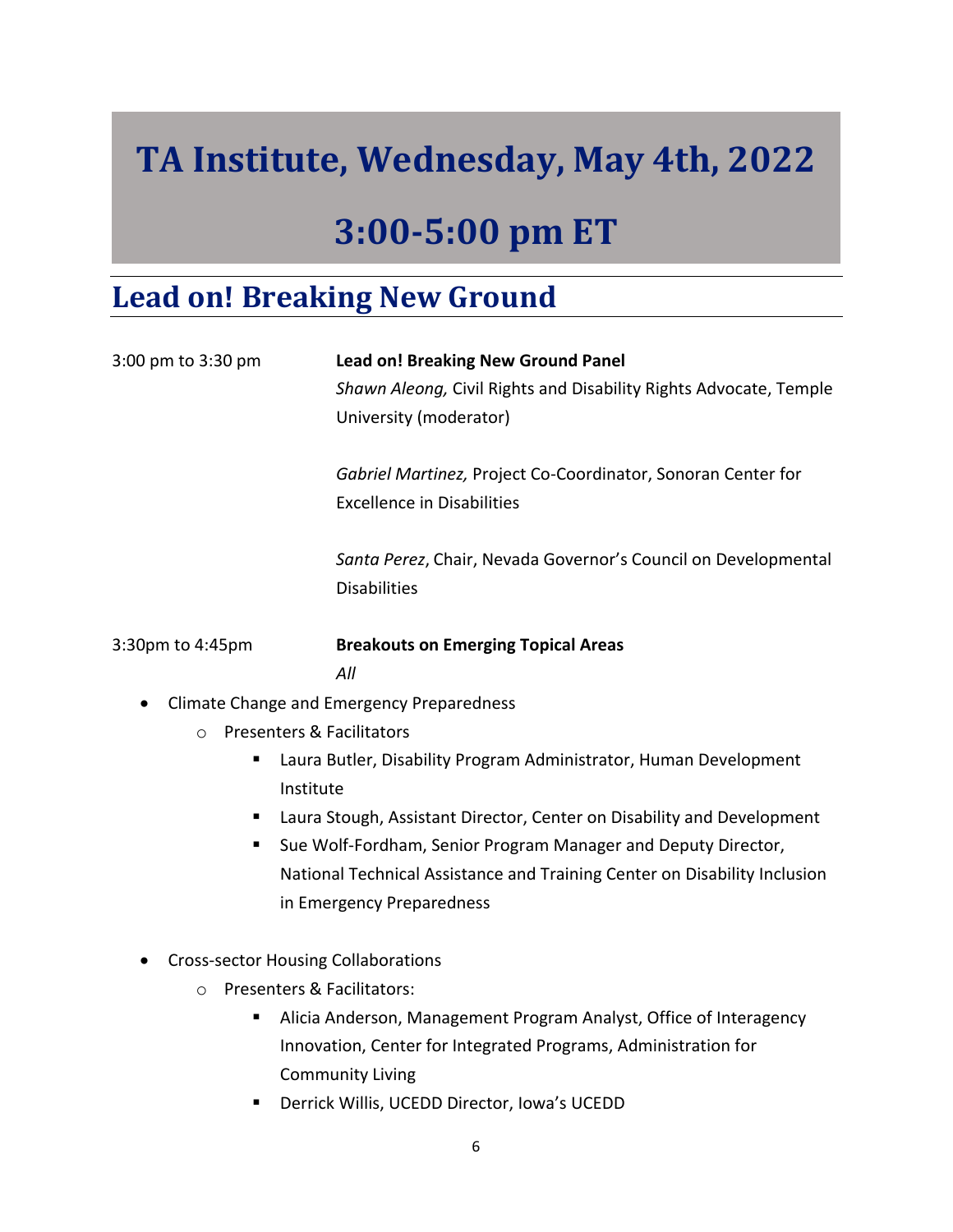# TA Institute, Wednesday, May 4th, 2022

# 3:00-5:00 pm ET

## Lead on! Breaking New Ground

3:00 pm to 3:30 pm **Lead on! Breaking New Ground Panel**

*Shawn Aleong,* Civil Rights and Disability Rights Advocate, Temple University (moderator)

*Gabriel Martinez,* Project Co-Coordinator, Sonoran Center for Excellence in Disabilities

*Santa Perez*, Chair, Nevada Governor's Council on Developmental Disabilities

3:30pm to 4:45pm **Breakouts on Emerging Topical Areas**

*All*

- Climate Change and Emergency Preparedness
  - Presenters & Facilitators
    - Laura Butler, Disability Program Administrator, Human Development Institute
    - Laura Stough, Assistant Director, Center on Disability and Development
    - Sue Wolf-Fordham, Senior Program Manager and Deputy Director, National Technical Assistance and Training Center on Disability Inclusion in Emergency Preparedness
- Cross-sector Housing Collaborations
  - Presenters & Facilitators:
    - Alicia Anderson, Management Program Analyst, Office of Interagency Innovation, Center for Integrated Programs, Administration for Community Living
    - Derrick Willis, UCEDD Director, Iowa's UCEDD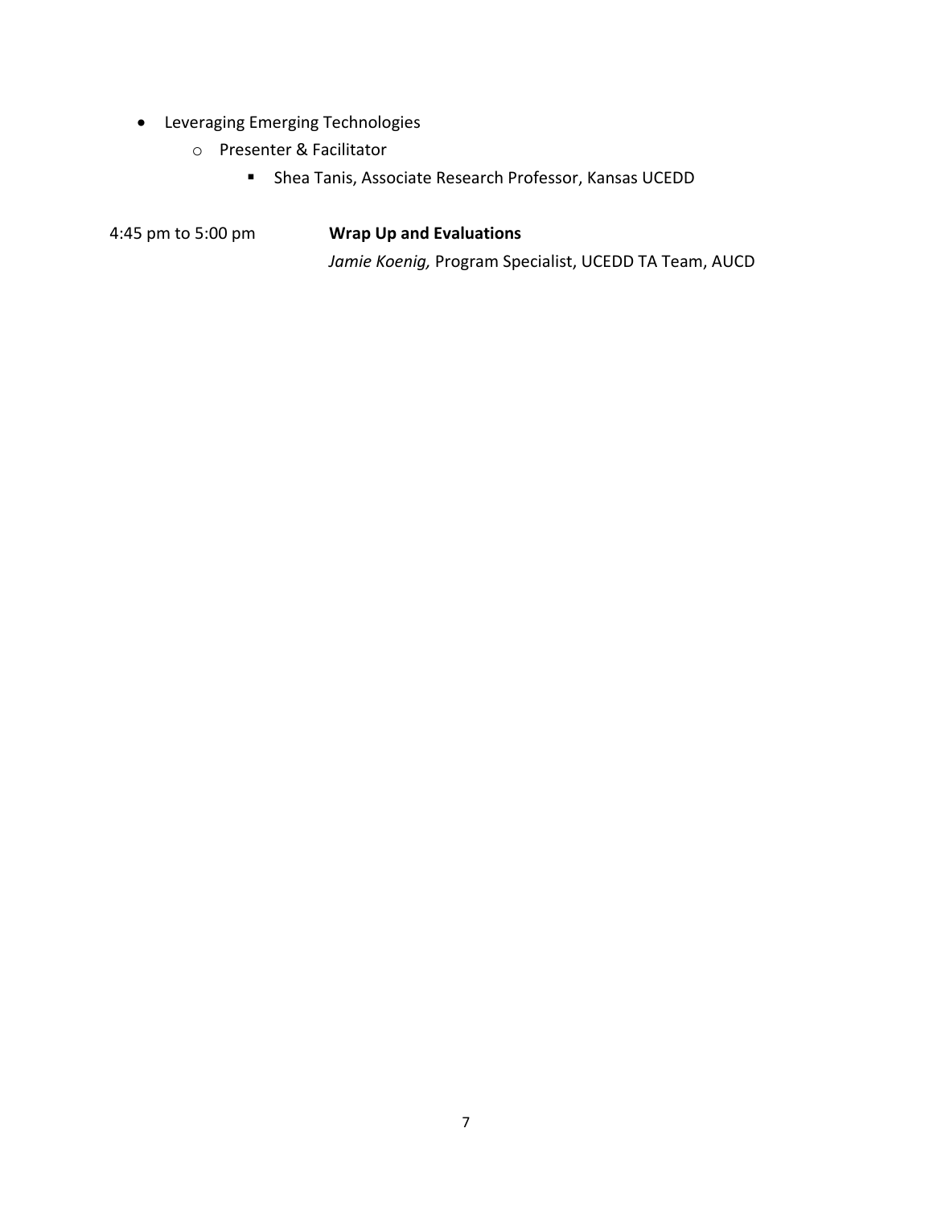- Leveraging Emerging Technologies
    - Presenter & Facilitator
        - Shea Tanis, Associate Research Professor, Kansas UCEDD

4:45 pm to 5:00 pm **Wrap Up and Evaluations**

*Jamie Koenig,* Program Specialist, UCEDD TA Team, AUCD